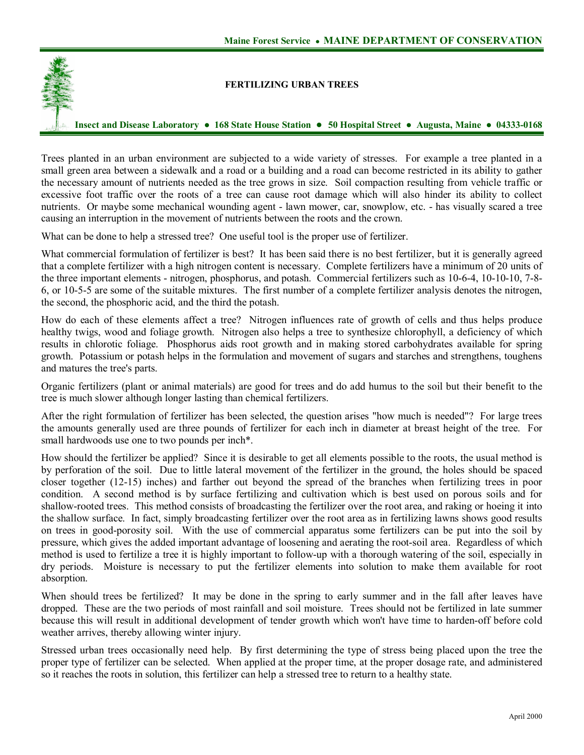Maine Forest Service • **MAINE DEPARTMENT OF CONSERVATION**

# FERTILIZING URBAN TREES

**Insect and Disease Laboratory • 168 State House Station • 50 Hospital Street • Augusta, Maine • 04333-0168**

Trees planted in an urban environment are subjected to a wide variety of stresses. For example a tree planted in a small green area between a sidewalk and a road or a building and a road can become restricted in its ability to gather the necessary amount of nutrients needed as the tree grows in size. Soil compaction resulting from vehicle traffic or excessive foot traffic over the roots of a tree can cause root damage which will also hinder its ability to collect nutrients. Or maybe some mechanical wounding agent - lawn mower, car, snowplow, etc. - has visually scared a tree causing an interruption in the movement of nutrients between the roots and the crown.

What can be done to help a stressed tree? One useful tool is the proper use of fertilizer.

What commercial formulation of fertilizer is best? It has been said there is no best fertilizer, but it is generally agreed that a complete fertilizer with a high nitrogen content is necessary. Complete fertilizers have a minimum of 20 units of the three important elements - nitrogen, phosphorus, and potash. Commercial fertilizers such as 10-6-4, 10-10-10, 7-8-6, or 10-5-5 are some of the suitable mixtures. The first number of a complete fertilizer analysis denotes the nitrogen, the second, the phosphoric acid, and the third the potash.

How do each of these elements affect a tree? Nitrogen influences rate of growth of cells and thus helps produce healthy twigs, wood and foliage growth. Nitrogen also helps a tree to synthesize chlorophyll, a deficiency of which results in chlorotic foliage. Phosphorus aids root growth and in making stored carbohydrates available for spring growth. Potassium or potash helps in the formulation and movement of sugars and starches and strengthens, toughens and matures the tree's parts.

Organic fertilizers (plant or animal materials) are good for trees and do add humus to the soil but their benefit to the tree is much slower although longer lasting than chemical fertilizers.

After the right formulation of fertilizer has been selected, the question arises "how much is needed"? For large trees the amounts generally used are three pounds of fertilizer for each inch in diameter at breast height of the tree. For small hardwoods use one to two pounds per inch*.

How should the fertilizer be applied? Since it is desirable to get all elements possible to the roots, the usual method is by perforation of the soil. Due to little lateral movement of the fertilizer in the ground, the holes should be spaced closer together (12-15) inches) and farther out beyond the spread of the branches when fertilizing trees in poor condition. A second method is by surface fertilizing and cultivation which is best used on porous soils and for shallow-rooted trees. This method consists of broadcasting the fertilizer over the root area, and raking or hoeing it into the shallow surface. In fact, simply broadcasting fertilizer over the root area as in fertilizing lawns shows good results on trees in good-porosity soil. With the use of commercial apparatus some fertilizers can be put into the soil by pressure, which gives the added important advantage of loosening and aerating the root-soil area. Regardless of which method is used to fertilize a tree it is highly important to follow-up with a thorough watering of the soil, especially in dry periods. Moisture is necessary to put the fertilizer elements into solution to make them available for root absorption.

When should trees be fertilized? It may be done in the spring to early summer and in the fall after leaves have dropped. These are the two periods of most rainfall and soil moisture. Trees should not be fertilized in late summer because this will result in additional development of tender growth which won't have time to harden-off before cold weather arrives, thereby allowing winter injury.

Stressed urban trees occasionally need help. By first determining the type of stress being placed upon the tree the proper type of fertilizer can be selected. When applied at the proper time, at the proper dosage rate, and administered so it reaches the roots in solution, this fertilizer can help a stressed tree to return to a healthy state.

April 2000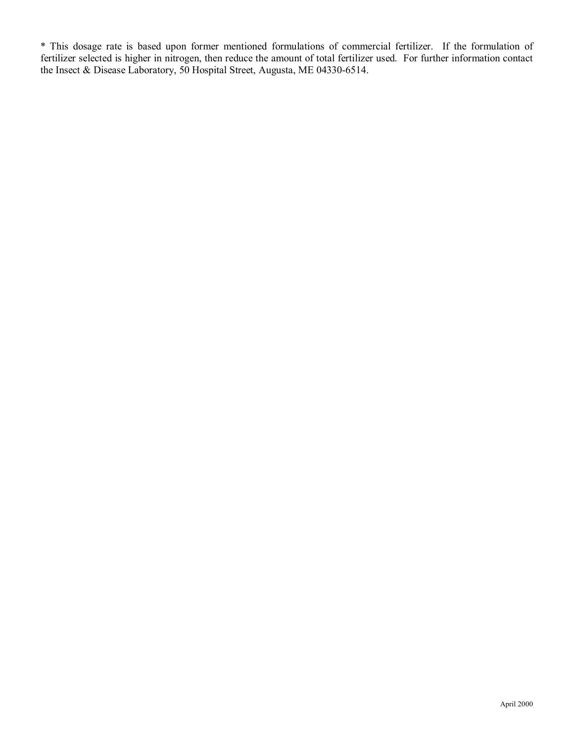* This dosage rate is based upon former mentioned formulations of commercial fertilizer. If the formulation of fertilizer selected is higher in nitrogen, then reduce the amount of total fertilizer used. For further information contact the Insect & Disease Laboratory, 50 Hospital Street, Augusta, ME 04330-6514.

April 2000